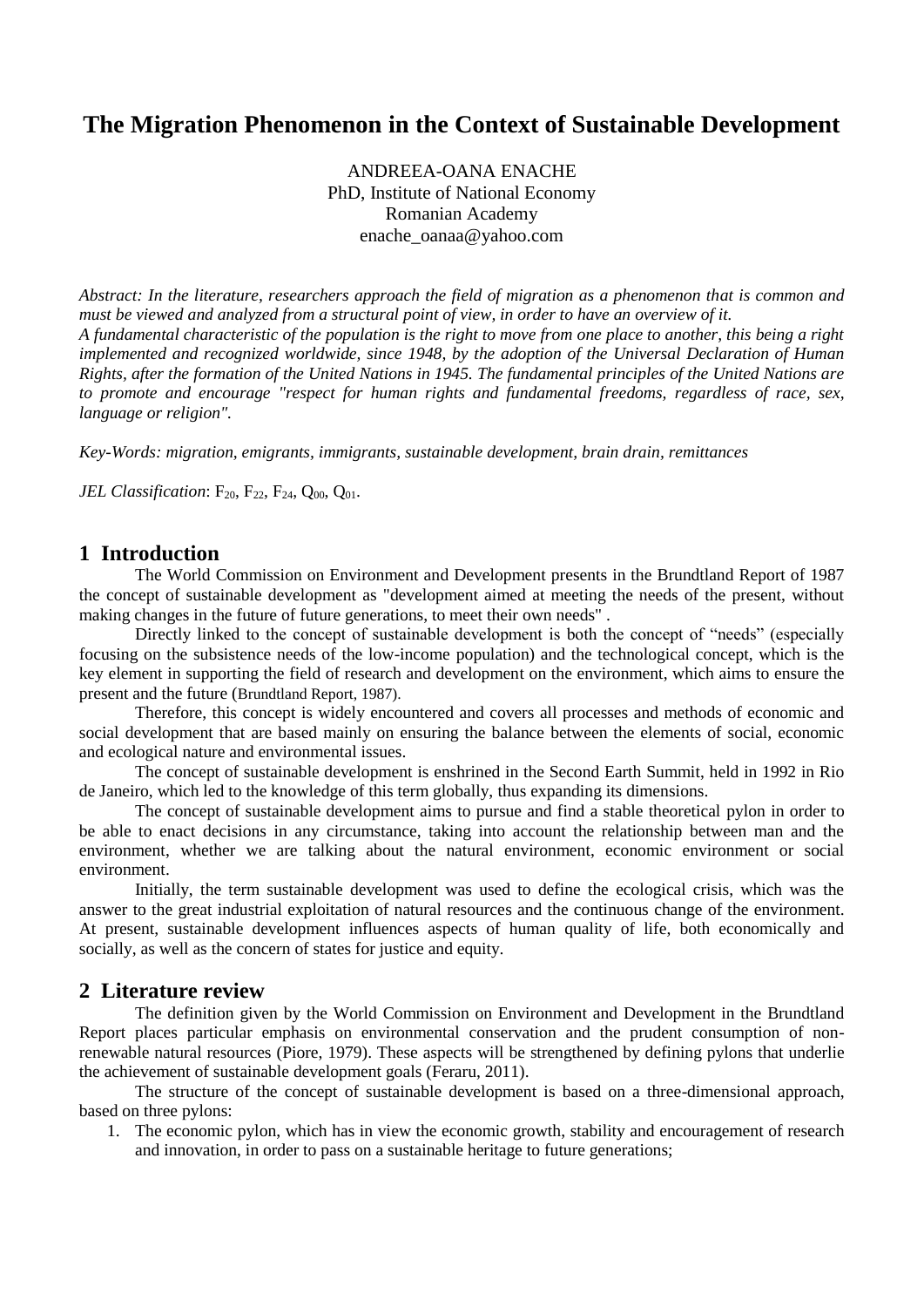# The Migration Phenomenon in the Context of Sustainable Development

ANDREEA-OANA ENACHE
PhD, Institute of National Economy
Romanian Academy
enache_oanaa@yahoo.com

*Abstract: In the literature, researchers approach the field of migration as a phenomenon that is common and must be viewed and analyzed from a structural point of view, in order to have an overview of it.*
*A fundamental characteristic of the population is the right to move from one place to another, this being a right implemented and recognized worldwide, since 1948, by the adoption of the Universal Declaration of Human Rights, after the formation of the United Nations in 1945. The fundamental principles of the United Nations are to promote and encourage "respect for human rights and fundamental freedoms, regardless of race, sex, language or religion".*

*Key-Words: migration, emigrants, immigrants, sustainable development, brain drain, remittances*

*JEL Classification*: $F_{20}$, $F_{22}$, $F_{24}$, $Q_{00}$, $Q_{01}$.

## 1 Introduction

The World Commission on Environment and Development presents in the Brundtland Report of 1987 the concept of sustainable development as "development aimed at meeting the needs of the present, without making changes in the future of future generations, to meet their own needs" .

Directly linked to the concept of sustainable development is both the concept of "needs" (especially focusing on the subsistence needs of the low-income population) and the technological concept, which is the key element in supporting the field of research and development on the environment, which aims to ensure the present and the future (Brundtland Report, 1987).

Therefore, this concept is widely encountered and covers all processes and methods of economic and social development that are based mainly on ensuring the balance between the elements of social, economic and ecological nature and environmental issues.

The concept of sustainable development is enshrined in the Second Earth Summit, held in 1992 in Rio de Janeiro, which led to the knowledge of this term globally, thus expanding its dimensions.

The concept of sustainable development aims to pursue and find a stable theoretical pylon in order to be able to enact decisions in any circumstance, taking into account the relationship between man and the environment, whether we are talking about the natural environment, economic environment or social environment.

Initially, the term sustainable development was used to define the ecological crisis, which was the answer to the great industrial exploitation of natural resources and the continuous change of the environment. At present, sustainable development influences aspects of human quality of life, both economically and socially, as well as the concern of states for justice and equity.

## 2 Literature review

The definition given by the World Commission on Environment and Development in the Brundtland Report places particular emphasis on environmental conservation and the prudent consumption of non-renewable natural resources (Piore, 1979). These aspects will be strengthened by defining pylons that underlie the achievement of sustainable development goals (Feraru, 2011).

The structure of the concept of sustainable development is based on a three-dimensional approach, based on three pylons:

1. The economic pylon, which has in view the economic growth, stability and encouragement of research and innovation, in order to pass on a sustainable heritage to future generations;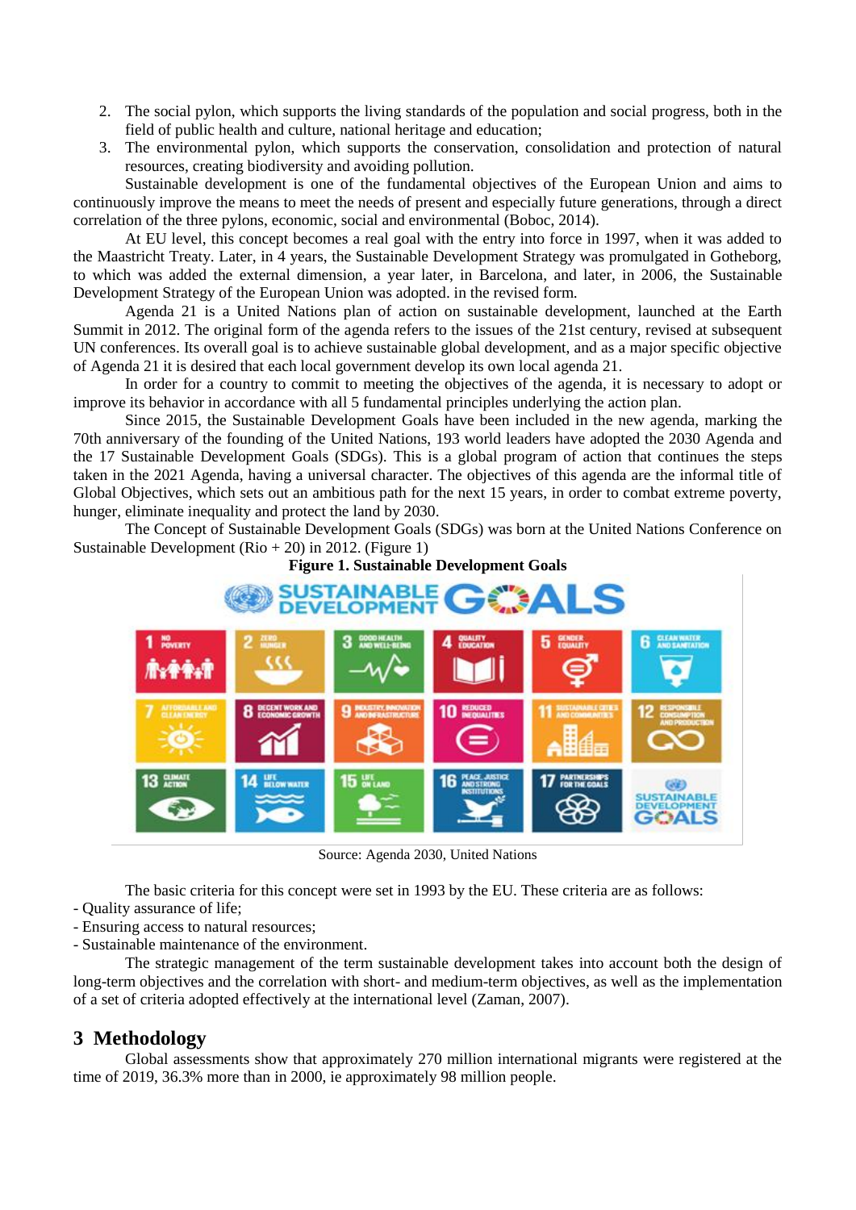2. The social pylon, which supports the living standards of the population and social progress, both in the field of public health and culture, national heritage and education;
3. The environmental pylon, which supports the conservation, consolidation and protection of natural resources, creating biodiversity and avoiding pollution.

Sustainable development is one of the fundamental objectives of the European Union and aims to continuously improve the means to meet the needs of present and especially future generations, through a direct correlation of the three pylons, economic, social and environmental (Boboc, 2014).

At EU level, this concept becomes a real goal with the entry into force in 1997, when it was added to the Maastricht Treaty. Later, in 4 years, the Sustainable Development Strategy was promulgated in Gotheborg, to which was added the external dimension, a year later, in Barcelona, and later, in 2006, the Sustainable Development Strategy of the European Union was adopted. in the revised form.

Agenda 21 is a United Nations plan of action on sustainable development, launched at the Earth Summit in 2012. The original form of the agenda refers to the issues of the 21st century, revised at subsequent UN conferences. Its overall goal is to achieve sustainable global development, and as a major specific objective of Agenda 21 it is desired that each local government develop its own local agenda 21.

In order for a country to commit to meeting the objectives of the agenda, it is necessary to adopt or improve its behavior in accordance with all 5 fundamental principles underlying the action plan.

Since 2015, the Sustainable Development Goals have been included in the new agenda, marking the 70th anniversary of the founding of the United Nations, 193 world leaders have adopted the 2030 Agenda and the 17 Sustainable Development Goals (SDGs). This is a global program of action that continues the steps taken in the 2021 Agenda, having a universal character. The objectives of this agenda are the informal title of Global Objectives, which sets out an ambitious path for the next 15 years, in order to combat extreme poverty, hunger, eliminate inequality and protect the land by 2030.

The Concept of Sustainable Development Goals (SDGs) was born at the United Nations Conference on Sustainable Development (Rio + 20) in 2012. (Figure 1)

**Figure 1. Sustainable Development Goals**

SUSTAINABLE DEVELOPMENT GOALS

1 NO POVERTY
2 ZERO HUNGER
3 GOOD HEALTH AND WELL-BEING
4 QUALITY EDUCATION
5 GENDER EQUALITY
6 CLEAN WATER AND SANITATION
7 AFFORDABLE AND CLEAN ENERGY
8 DECENT WORK AND ECONOMIC GROWTH
9 INDUSTRY, INNOVATION AND INFRASTRUCTURE
10 REDUCED INEQUALITIES
11 SUSTAINABLE CITIES AND COMMUNITIES
12 RESPONSIBLE CONSUMPTION AND PRODUCTION
13 CLIMATE ACTION
14 LIFE BELOW WATER
15 LIFE ON LAND
16 PEACE, JUSTICE AND STRONG INSTITUTIONS
17 PARTNERSHIPS FOR THE GOALS
SUSTAINABLE DEVELOPMENT GOALS

Source: Agenda 2030, United Nations

The basic criteria for this concept were set in 1993 by the EU. These criteria are as follows:
- Quality assurance of life;
- Ensuring access to natural resources;
- Sustainable maintenance of the environment.

The strategic management of the term sustainable development takes into account both the design of long-term objectives and the correlation with short- and medium-term objectives, as well as the implementation of a set of criteria adopted effectively at the international level (Zaman, 2007).

## 3 Methodology

Global assessments show that approximately 270 million international migrants were registered at the time of 2019, 36.3% more than in 2000, ie approximately 98 million people.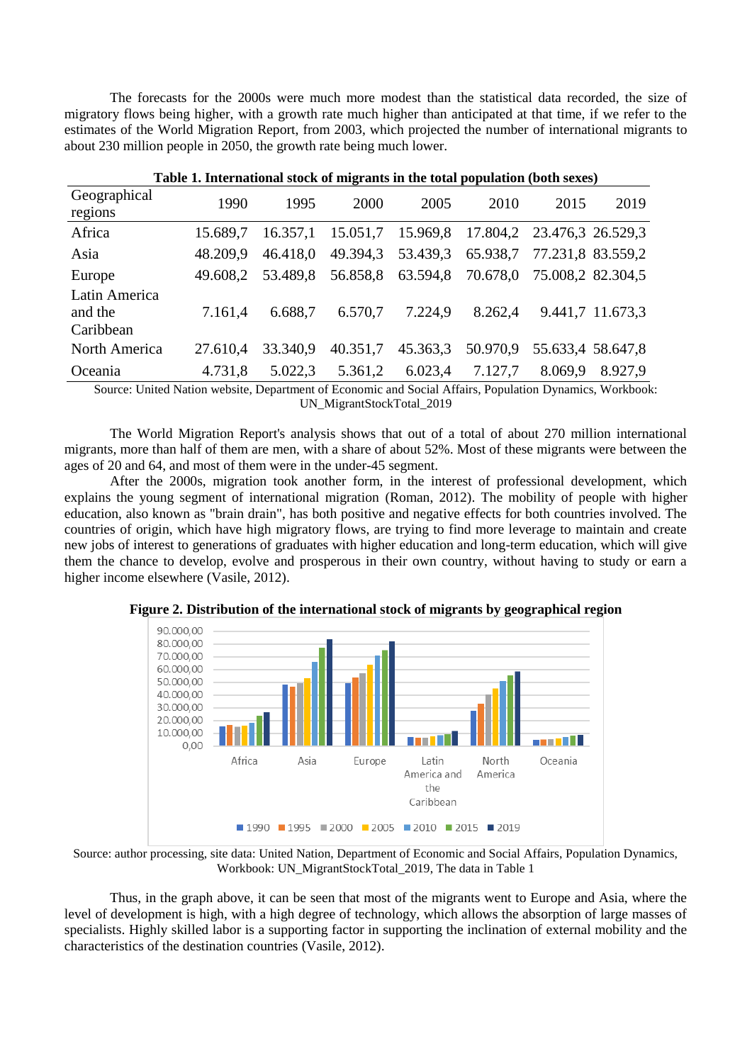The forecasts for the 2000s were much more modest than the statistical data recorded, the size of migratory flows being higher, with a growth rate much higher than anticipated at that time, if we refer to the estimates of the World Migration Report, from 2003, which projected the number of international migrants to about 230 million people in 2050, the growth rate being much lower.

**Table 1. International stock of migrants in the total population (both sexes)**

| Geographical regions | 1990 | 1995 | 2000 | 2005 | 2010 | 2015 | 2019 |
|---|---|---|---|---|---|---|---|
| Africa | 15.689,7 | 16.357,1 | 15.051,7 | 15.969,8 | 17.804,2 | 23.476,3 | 26.529,3 |
| Asia | 48.209,9 | 46.418,0 | 49.394,3 | 53.439,3 | 65.938,7 | 77.231,8 | 83.559,2 |
| Europe | 49.608,2 | 53.489,8 | 56.858,8 | 63.594,8 | 70.678,0 | 75.008,2 | 82.304,5 |
| Latin America and the Caribbean | 7.161,4 | 6.688,7 | 6.570,7 | 7.224,9 | 8.262,4 | 9.441,7 | 11.673,3 |
| North America | 27.610,4 | 33.340,9 | 40.351,7 | 45.363,3 | 50.970,9 | 55.633,4 | 58.647,8 |
| Oceania | 4.731,8 | 5.022,3 | 5.361,2 | 6.023,4 | 7.127,7 | 8.069,9 | 8.927,9 |

Source: United Nation website, Department of Economic and Social Affairs, Population Dynamics, Workbook: UN_MigrantStockTotal_2019

The World Migration Report's analysis shows that out of a total of about 270 million international migrants, more than half of them are men, with a share of about 52%. Most of these migrants were between the ages of 20 and 64, and most of them were in the under-45 segment.

After the 2000s, migration took another form, in the interest of professional development, which explains the young segment of international migration (Roman, 2012). The mobility of people with higher education, also known as "brain drain", has both positive and negative effects for both countries involved. The countries of origin, which have high migratory flows, are trying to find more leverage to maintain and create new jobs of interest to generations of graduates with higher education and long-term education, which will give them the chance to develop, evolve and prosperous in their own country, without having to study or earn a higher income elsewhere (Vasile, 2012).

**Figure 2. Distribution of the international stock of migrants by geographical region**

90.000,00
80.000,00
70.000,00
60.000,00
50.000,00
40.000,00
30.000,00
20.000,00
10.000,00
0,00

Africa
Asia
Europe
Latin America and the Caribbean
North America
Oceania

1990 1995 2000 2005 2010 2015 2019

Source: author processing, site data: United Nation, Department of Economic and Social Affairs, Population Dynamics, Workbook: UN_MigrantStockTotal_2019, The data in Table 1

Thus, in the graph above, it can be seen that most of the migrants went to Europe and Asia, where the level of development is high, with a high degree of technology, which allows the absorption of large masses of specialists. Highly skilled labor is a supporting factor in supporting the inclination of external mobility and the characteristics of the destination countries (Vasile, 2012).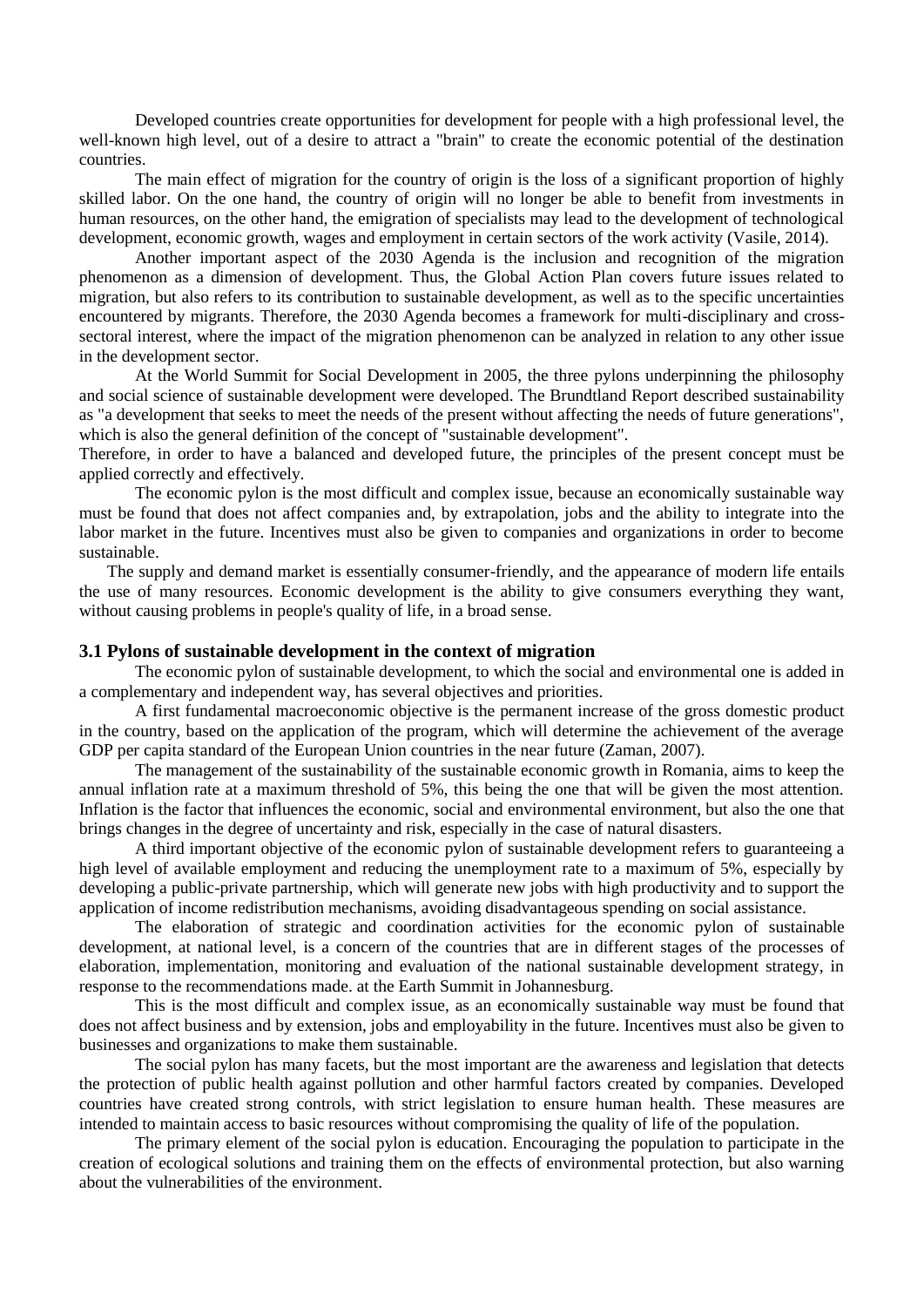Developed countries create opportunities for development for people with a high professional level, the well-known high level, out of a desire to attract a "brain" to create the economic potential of the destination countries.

The main effect of migration for the country of origin is the loss of a significant proportion of highly skilled labor. On the one hand, the country of origin will no longer be able to benefit from investments in human resources, on the other hand, the emigration of specialists may lead to the development of technological development, economic growth, wages and employment in certain sectors of the work activity (Vasile, 2014).

Another important aspect of the 2030 Agenda is the inclusion and recognition of the migration phenomenon as a dimension of development. Thus, the Global Action Plan covers future issues related to migration, but also refers to its contribution to sustainable development, as well as to the specific uncertainties encountered by migrants. Therefore, the 2030 Agenda becomes a framework for multi-disciplinary and cross-sectoral interest, where the impact of the migration phenomenon can be analyzed in relation to any other issue in the development sector.

At the World Summit for Social Development in 2005, the three pylons underpinning the philosophy and social science of sustainable development were developed. The Brundtland Report described sustainability as "a development that seeks to meet the needs of the present without affecting the needs of future generations", which is also the general definition of the concept of "sustainable development".

Therefore, in order to have a balanced and developed future, the principles of the present concept must be applied correctly and effectively.

The economic pylon is the most difficult and complex issue, because an economically sustainable way must be found that does not affect companies and, by extrapolation, jobs and the ability to integrate into the labor market in the future. Incentives must also be given to companies and organizations in order to become sustainable.

The supply and demand market is essentially consumer-friendly, and the appearance of modern life entails the use of many resources. Economic development is the ability to give consumers everything they want, without causing problems in people's quality of life, in a broad sense.

### 3.1 Pylons of sustainable development in the context of migration

The economic pylon of sustainable development, to which the social and environmental one is added in a complementary and independent way, has several objectives and priorities.

A first fundamental macroeconomic objective is the permanent increase of the gross domestic product in the country, based on the application of the program, which will determine the achievement of the average GDP per capita standard of the European Union countries in the near future (Zaman, 2007).

The management of the sustainability of the sustainable economic growth in Romania, aims to keep the annual inflation rate at a maximum threshold of 5%, this being the one that will be given the most attention. Inflation is the factor that influences the economic, social and environmental environment, but also the one that brings changes in the degree of uncertainty and risk, especially in the case of natural disasters.

A third important objective of the economic pylon of sustainable development refers to guaranteeing a high level of available employment and reducing the unemployment rate to a maximum of 5%, especially by developing a public-private partnership, which will generate new jobs with high productivity and to support the application of income redistribution mechanisms, avoiding disadvantageous spending on social assistance.

The elaboration of strategic and coordination activities for the economic pylon of sustainable development, at national level, is a concern of the countries that are in different stages of the processes of elaboration, implementation, monitoring and evaluation of the national sustainable development strategy, in response to the recommendations made. at the Earth Summit in Johannesburg.

This is the most difficult and complex issue, as an economically sustainable way must be found that does not affect business and by extension, jobs and employability in the future. Incentives must also be given to businesses and organizations to make them sustainable.

The social pylon has many facets, but the most important are the awareness and legislation that detects the protection of public health against pollution and other harmful factors created by companies. Developed countries have created strong controls, with strict legislation to ensure human health. These measures are intended to maintain access to basic resources without compromising the quality of life of the population.

The primary element of the social pylon is education. Encouraging the population to participate in the creation of ecological solutions and training them on the effects of environmental protection, but also warning about the vulnerabilities of the environment.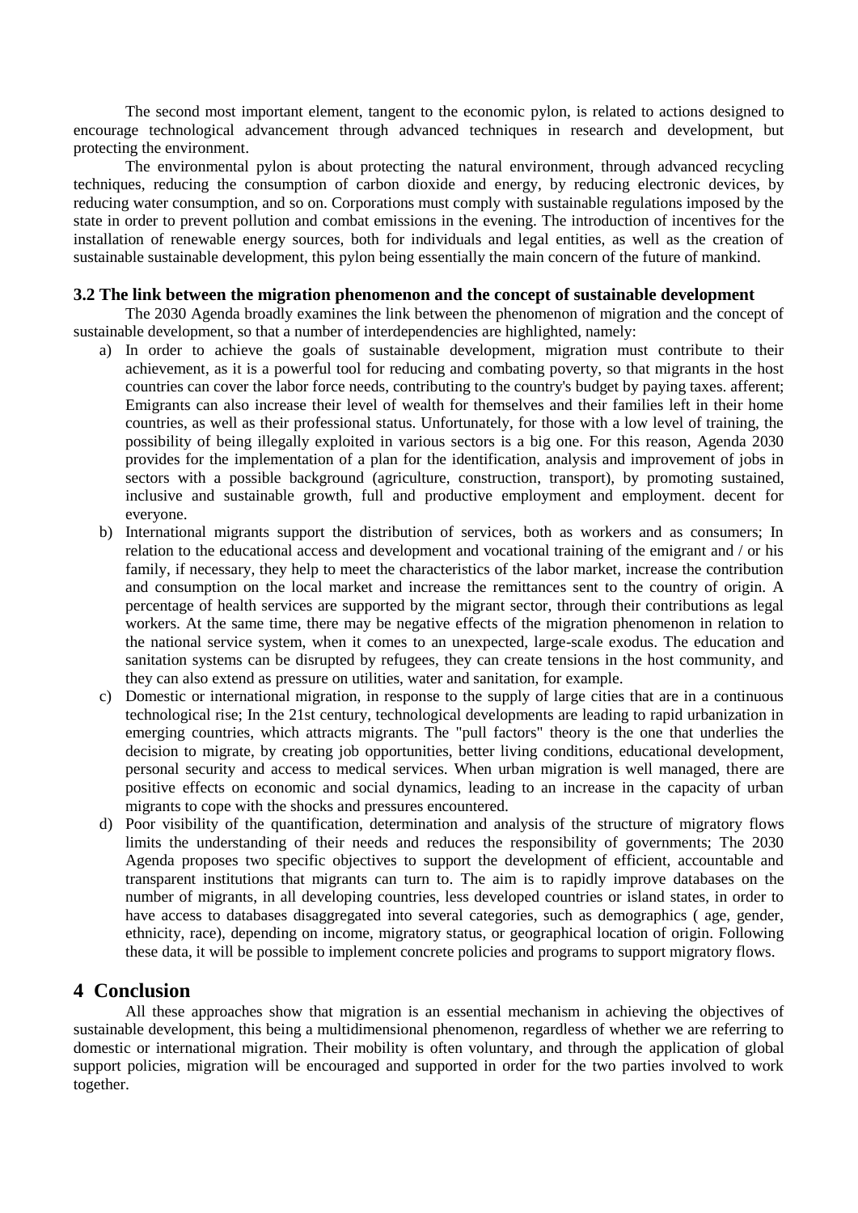The second most important element, tangent to the economic pylon, is related to actions designed to encourage technological advancement through advanced techniques in research and development, but protecting the environment.

The environmental pylon is about protecting the natural environment, through advanced recycling techniques, reducing the consumption of carbon dioxide and energy, by reducing electronic devices, by reducing water consumption, and so on. Corporations must comply with sustainable regulations imposed by the state in order to prevent pollution and combat emissions in the evening. The introduction of incentives for the installation of renewable energy sources, both for individuals and legal entities, as well as the creation of sustainable sustainable development, this pylon being essentially the main concern of the future of mankind.

### 3.2 The link between the migration phenomenon and the concept of sustainable development

The 2030 Agenda broadly examines the link between the phenomenon of migration and the concept of sustainable development, so that a number of interdependencies are highlighted, namely:

a) In order to achieve the goals of sustainable development, migration must contribute to their achievement, as it is a powerful tool for reducing and combating poverty, so that migrants in the host countries can cover the labor force needs, contributing to the country's budget by paying taxes. afferent; Emigrants can also increase their level of wealth for themselves and their families left in their home countries, as well as their professional status. Unfortunately, for those with a low level of training, the possibility of being illegally exploited in various sectors is a big one. For this reason, Agenda 2030 provides for the implementation of a plan for the identification, analysis and improvement of jobs in sectors with a possible background (agriculture, construction, transport), by promoting sustained, inclusive and sustainable growth, full and productive employment and employment. decent for everyone.
b) International migrants support the distribution of services, both as workers and as consumers; In relation to the educational access and development and vocational training of the emigrant and / or his family, if necessary, they help to meet the characteristics of the labor market, increase the contribution and consumption on the local market and increase the remittances sent to the country of origin. A percentage of health services are supported by the migrant sector, through their contributions as legal workers. At the same time, there may be negative effects of the migration phenomenon in relation to the national service system, when it comes to an unexpected, large-scale exodus. The education and sanitation systems can be disrupted by refugees, they can create tensions in the host community, and they can also extend as pressure on utilities, water and sanitation, for example.
c) Domestic or international migration, in response to the supply of large cities that are in a continuous technological rise; In the 21st century, technological developments are leading to rapid urbanization in emerging countries, which attracts migrants. The "pull factors" theory is the one that underlies the decision to migrate, by creating job opportunities, better living conditions, educational development, personal security and access to medical services. When urban migration is well managed, there are positive effects on economic and social dynamics, leading to an increase in the capacity of urban migrants to cope with the shocks and pressures encountered.
d) Poor visibility of the quantification, determination and analysis of the structure of migratory flows limits the understanding of their needs and reduces the responsibility of governments; The 2030 Agenda proposes two specific objectives to support the development of efficient, accountable and transparent institutions that migrants can turn to. The aim is to rapidly improve databases on the number of migrants, in all developing countries, less developed countries or island states, in order to have access to databases disaggregated into several categories, such as demographics ( age, gender, ethnicity, race), depending on income, migratory status, or geographical location of origin. Following these data, it will be possible to implement concrete policies and programs to support migratory flows.

## 4 Conclusion

All these approaches show that migration is an essential mechanism in achieving the objectives of sustainable development, this being a multidimensional phenomenon, regardless of whether we are referring to domestic or international migration. Their mobility is often voluntary, and through the application of global support policies, migration will be encouraged and supported in order for the two parties involved to work together.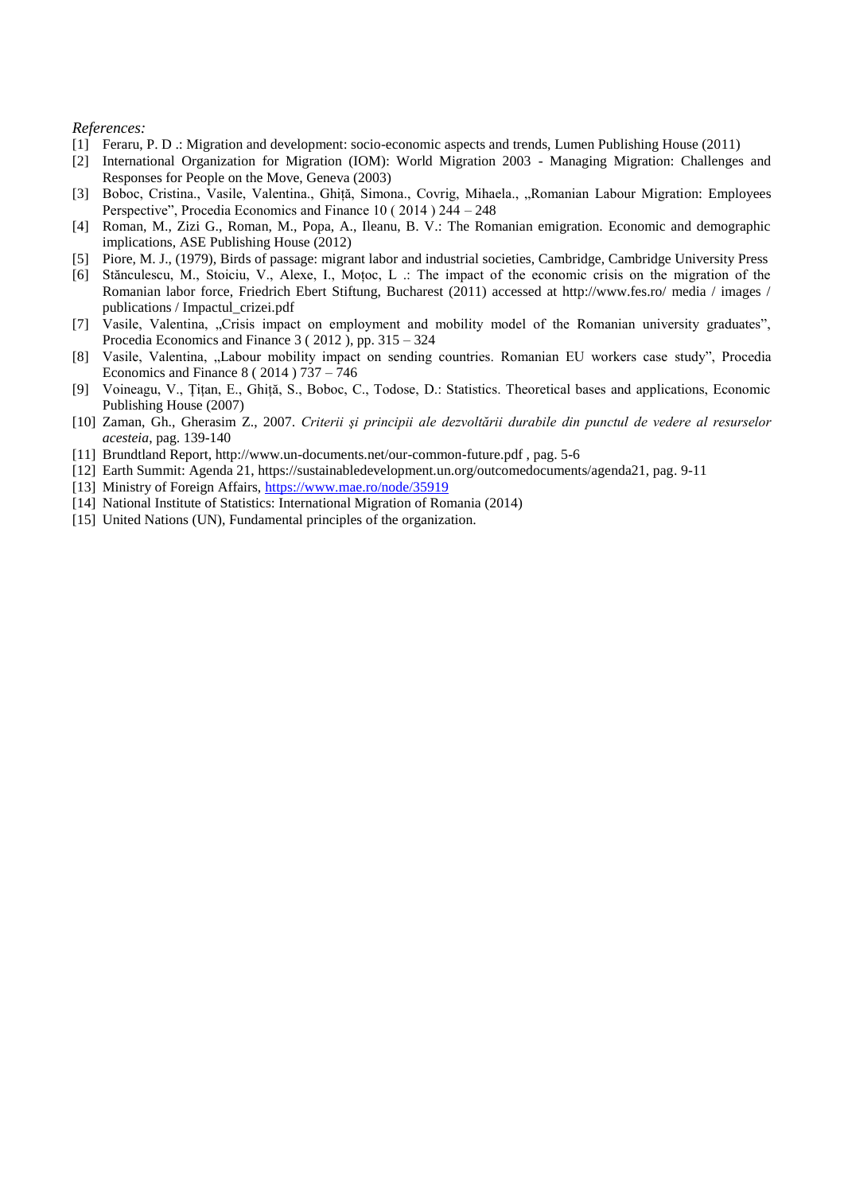*References:*

[1] Feraru, P. D .: Migration and development: socio-economic aspects and trends, Lumen Publishing House (2011)

[2] International Organization for Migration (IOM): World Migration 2003 - Managing Migration: Challenges and Responses for People on the Move, Geneva (2003)

[3] Boboc, Cristina., Vasile, Valentina., Ghiță, Simona., Covrig, Mihaela., „Romanian Labour Migration: Employees Perspective", Procedia Economics and Finance 10 ( 2014 ) 244 – 248

[4] Roman, M., Zizi G., Roman, M., Popa, A., Ileanu, B. V.: The Romanian emigration. Economic and demographic implications, ASE Publishing House (2012)

[5] Piore, M. J., (1979), Birds of passage: migrant labor and industrial societies, Cambridge, Cambridge University Press

[6] Stănculescu, M., Stoiciu, V., Alexe, I., Moțoc, L .: The impact of the economic crisis on the migration of the Romanian labor force, Friedrich Ebert Stiftung, Bucharest (2011) accessed at http://www.fes.ro/ media / images / publications / Impactul_crizei.pdf

[7] Vasile, Valentina, „Crisis impact on employment and mobility model of the Romanian university graduates", Procedia Economics and Finance 3 ( 2012 ), pp. 315 – 324

[8] Vasile, Valentina, „Labour mobility impact on sending countries. Romanian EU workers case study", Procedia Economics and Finance 8 ( 2014 ) 737 – 746

[9] Voineagu, V., Țițan, E., Ghiță, S., Boboc, C., Todose, D.: Statistics. Theoretical bases and applications, Economic Publishing House (2007)

[10] Zaman, Gh., Gherasim Z., 2007. *Criterii şi principii ale dezvoltării durabile din punctul de vedere al resurselor acesteia*, pag. 139-140

[11] Brundtland Report, http://www.un-documents.net/our-common-future.pdf , pag. 5-6

[12] Earth Summit: Agenda 21, https://sustainabledevelopment.un.org/outcomedocuments/agenda21, pag. 9-11

[13] Ministry of Foreign Affairs, https://www.mae.ro/node/35919

[14] National Institute of Statistics: International Migration of Romania (2014)

[15] United Nations (UN), Fundamental principles of the organization.